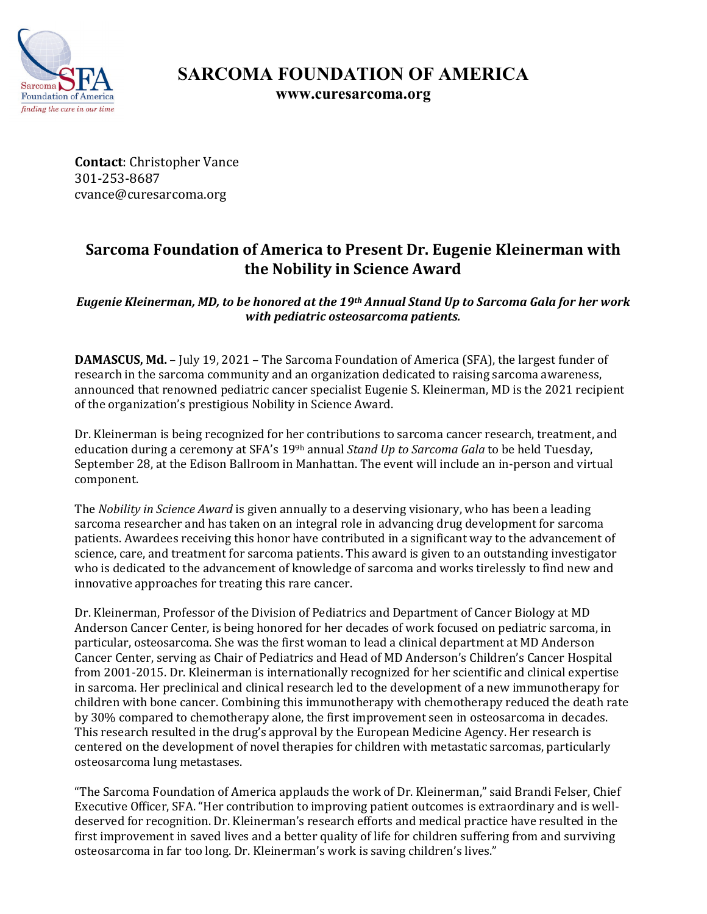# SARCOMA FOUNDATION OF AMERICA

**www.curesarcoma.org**

**Contact**: Christopher Vance
301-253-8687
cvance@curesarcoma.org

## Sarcoma Foundation of America to Present Dr. Eugenie Kleinerman with the Nobility in Science Award

***Eugenie Kleinerman, MD, to be honored at the 19th Annual Stand Up to Sarcoma Gala for her work with pediatric osteosarcoma patients.***

**DAMASCUS, Md.** – July 19, 2021 – The Sarcoma Foundation of America (SFA), the largest funder of research in the sarcoma community and an organization dedicated to raising sarcoma awareness, announced that renowned pediatric cancer specialist Eugenie S. Kleinerman, MD is the 2021 recipient of the organization's prestigious Nobility in Science Award.

Dr. Kleinerman is being recognized for her contributions to sarcoma cancer research, treatment, and education during a ceremony at SFA's 19<sup>9h</sup> annual *Stand Up to Sarcoma Gala* to be held Tuesday, September 28, at the Edison Ballroom in Manhattan. The event will include an in-person and virtual component.

The *Nobility in Science Award* is given annually to a deserving visionary, who has been a leading sarcoma researcher and has taken on an integral role in advancing drug development for sarcoma patients. Awardees receiving this honor have contributed in a significant way to the advancement of science, care, and treatment for sarcoma patients. This award is given to an outstanding investigator who is dedicated to the advancement of knowledge of sarcoma and works tirelessly to find new and innovative approaches for treating this rare cancer.

Dr. Kleinerman, Professor of the Division of Pediatrics and Department of Cancer Biology at MD Anderson Cancer Center, is being honored for her decades of work focused on pediatric sarcoma, in particular, osteosarcoma. She was the first woman to lead a clinical department at MD Anderson Cancer Center, serving as Chair of Pediatrics and Head of MD Anderson's Children's Cancer Hospital from 2001-2015. Dr. Kleinerman is internationally recognized for her scientific and clinical expertise in sarcoma. Her preclinical and clinical research led to the development of a new immunotherapy for children with bone cancer. Combining this immunotherapy with chemotherapy reduced the death rate by 30% compared to chemotherapy alone, the first improvement seen in osteosarcoma in decades. This research resulted in the drug's approval by the European Medicine Agency. Her research is centered on the development of novel therapies for children with metastatic sarcomas, particularly osteosarcoma lung metastases.

"The Sarcoma Foundation of America applauds the work of Dr. Kleinerman," said Brandi Felser, Chief Executive Officer, SFA. "Her contribution to improving patient outcomes is extraordinary and is well-deserved for recognition. Dr. Kleinerman's research efforts and medical practice have resulted in the first improvement in saved lives and a better quality of life for children suffering from and surviving osteosarcoma in far too long. Dr. Kleinerman's work is saving children's lives."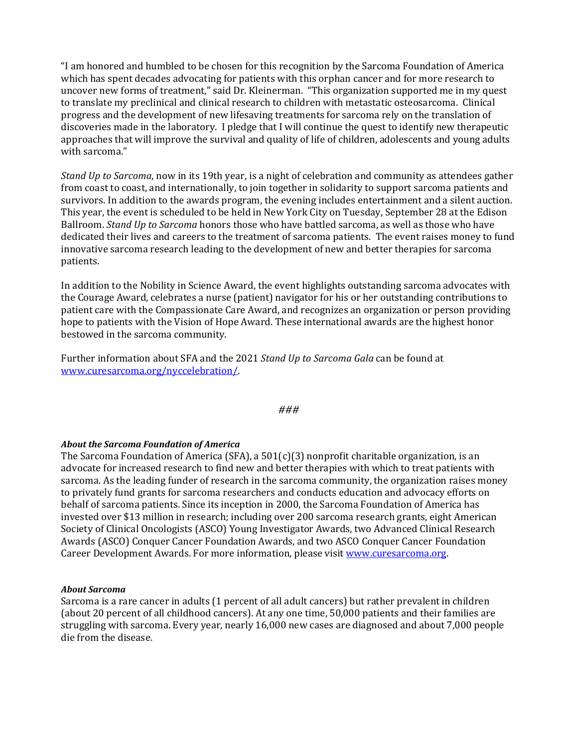"I am honored and humbled to be chosen for this recognition by the Sarcoma Foundation of America which has spent decades advocating for patients with this orphan cancer and for more research to uncover new forms of treatment," said Dr. Kleinerman. "This organization supported me in my quest to translate my preclinical and clinical research to children with metastatic osteosarcoma. Clinical progress and the development of new lifesaving treatments for sarcoma rely on the translation of discoveries made in the laboratory. I pledge that I will continue the quest to identify new therapeutic approaches that will improve the survival and quality of life of children, adolescents and young adults with sarcoma."

*Stand Up to Sarcoma*, now in its 19th year, is a night of celebration and community as attendees gather from coast to coast, and internationally, to join together in solidarity to support sarcoma patients and survivors. In addition to the awards program, the evening includes entertainment and a silent auction. This year, the event is scheduled to be held in New York City on Tuesday, September 28 at the Edison Ballroom. *Stand Up to Sarcoma* honors those who have battled sarcoma, as well as those who have dedicated their lives and careers to the treatment of sarcoma patients. The event raises money to fund innovative sarcoma research leading to the development of new and better therapies for sarcoma patients.

In addition to the Nobility in Science Award, the event highlights outstanding sarcoma advocates with the Courage Award, celebrates a nurse (patient) navigator for his or her outstanding contributions to patient care with the Compassionate Care Award, and recognizes an organization or person providing hope to patients with the Vision of Hope Award. These international awards are the highest honor bestowed in the sarcoma community.

Further information about SFA and the 2021 *Stand Up to Sarcoma Gala* can be found at [www.curesarcoma.org/nyccelebration/](www.curesarcoma.org/nyccelebration/).

###

***About the Sarcoma Foundation of America***
The Sarcoma Foundation of America (SFA), a 501(c)(3) nonprofit charitable organization, is an advocate for increased research to find new and better therapies with which to treat patients with sarcoma. As the leading funder of research in the sarcoma community, the organization raises money to privately fund grants for sarcoma researchers and conducts education and advocacy efforts on behalf of sarcoma patients. Since its inception in 2000, the Sarcoma Foundation of America has invested over $13 million in research; including over 200 sarcoma research grants, eight American Society of Clinical Oncologists (ASCO) Young Investigator Awards, two Advanced Clinical Research Awards (ASCO) Conquer Cancer Foundation Awards, and two ASCO Conquer Cancer Foundation Career Development Awards. For more information, please visit [www.curesarcoma.org](www.curesarcoma.org).

***About Sarcoma***
Sarcoma is a rare cancer in adults (1 percent of all adult cancers) but rather prevalent in children (about 20 percent of all childhood cancers). At any one time, 50,000 patients and their families are struggling with sarcoma. Every year, nearly 16,000 new cases are diagnosed and about 7,000 people die from the disease.